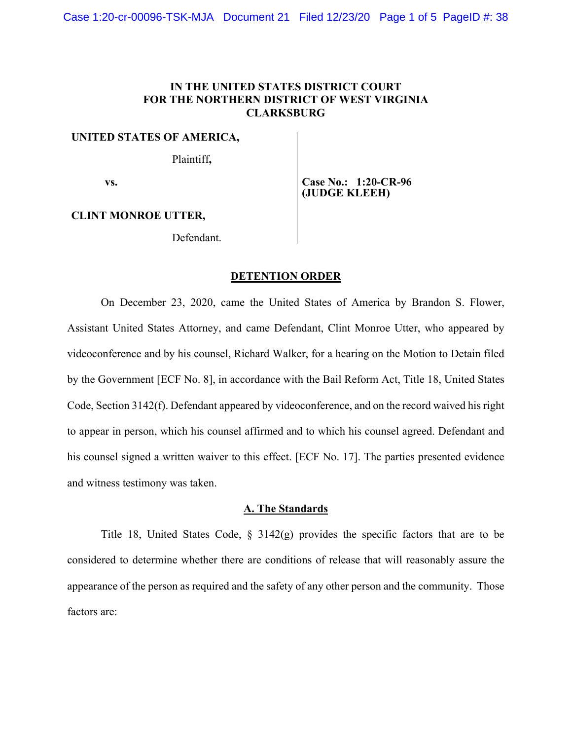**IN THE UNITED STATES DISTRICT COURT**
**FOR THE NORTHERN DISTRICT OF WEST VIRGINIA**
**CLARKSBURG**

**UNITED STATES OF AMERICA,**

Plaintiff**,**

**vs.**

**Case No.: 1:20-CR-96**
**(JUDGE KLEEH)**

**CLINT MONROE UTTER,**

Defendant.

## DETENTION ORDER

On December 23, 2020, came the United States of America by Brandon S. Flower, Assistant United States Attorney, and came Defendant, Clint Monroe Utter, who appeared by videoconference and by his counsel, Richard Walker, for a hearing on the Motion to Detain filed by the Government [ECF No. 8], in accordance with the Bail Reform Act, Title 18, United States Code, Section 3142(f). Defendant appeared by videoconference, and on the record waived his right to appear in person, which his counsel affirmed and to which his counsel agreed. Defendant and his counsel signed a written waiver to this effect. [ECF No. 17]. The parties presented evidence and witness testimony was taken.

### A. The Standards

Title 18, United States Code, § 3142(g) provides the specific factors that are to be considered to determine whether there are conditions of release that will reasonably assure the appearance of the person as required and the safety of any other person and the community. Those factors are: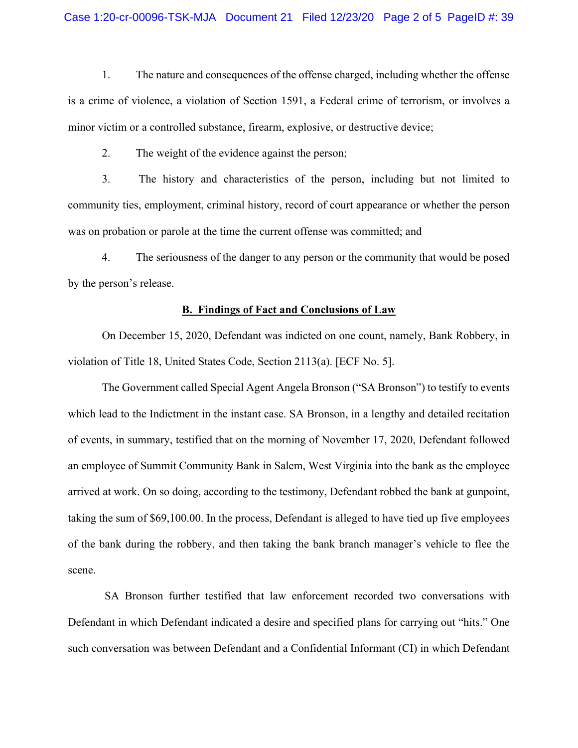1. The nature and consequences of the offense charged, including whether the offense is a crime of violence, a violation of Section 1591, a Federal crime of terrorism, or involves a minor victim or a controlled substance, firearm, explosive, or destructive device;

2. The weight of the evidence against the person;

3. The history and characteristics of the person, including but not limited to community ties, employment, criminal history, record of court appearance or whether the person was on probation or parole at the time the current offense was committed; and

4. The seriousness of the danger to any person or the community that would be posed by the person's release.

**B. Findings of Fact and Conclusions of Law**

On December 15, 2020, Defendant was indicted on one count, namely, Bank Robbery, in violation of Title 18, United States Code, Section 2113(a). [ECF No. 5].

The Government called Special Agent Angela Bronson ("SA Bronson") to testify to events which lead to the Indictment in the instant case. SA Bronson, in a lengthy and detailed recitation of events, in summary, testified that on the morning of November 17, 2020, Defendant followed an employee of Summit Community Bank in Salem, West Virginia into the bank as the employee arrived at work. On so doing, according to the testimony, Defendant robbed the bank at gunpoint, taking the sum of $69,100.00. In the process, Defendant is alleged to have tied up five employees of the bank during the robbery, and then taking the bank branch manager's vehicle to flee the scene.

SA Bronson further testified that law enforcement recorded two conversations with Defendant in which Defendant indicated a desire and specified plans for carrying out "hits." One such conversation was between Defendant and a Confidential Informant (CI) in which Defendant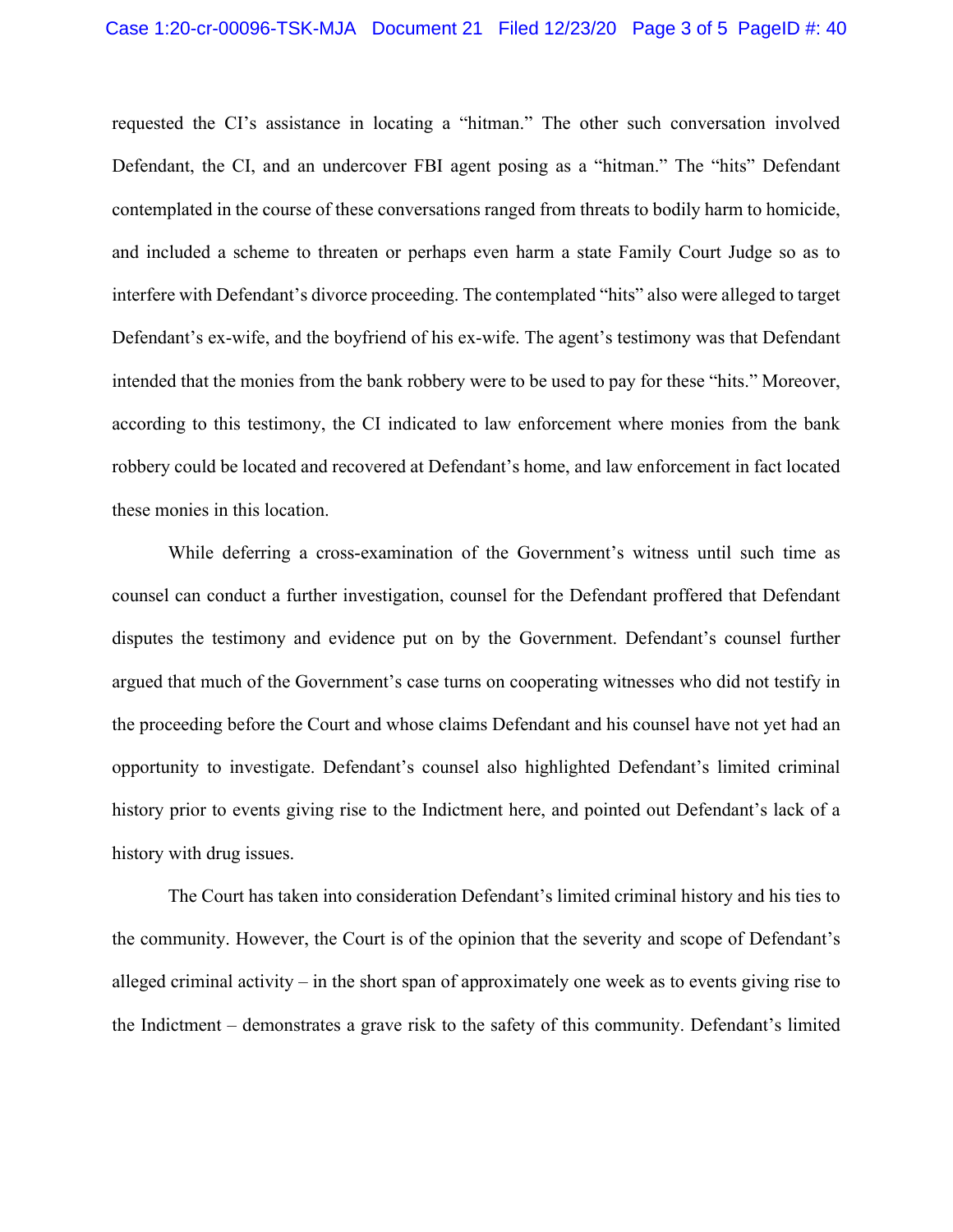requested the CI's assistance in locating a "hitman." The other such conversation involved Defendant, the CI, and an undercover FBI agent posing as a "hitman." The "hits" Defendant contemplated in the course of these conversations ranged from threats to bodily harm to homicide, and included a scheme to threaten or perhaps even harm a state Family Court Judge so as to interfere with Defendant's divorce proceeding. The contemplated "hits" also were alleged to target Defendant's ex-wife, and the boyfriend of his ex-wife. The agent's testimony was that Defendant intended that the monies from the bank robbery were to be used to pay for these "hits." Moreover, according to this testimony, the CI indicated to law enforcement where monies from the bank robbery could be located and recovered at Defendant's home, and law enforcement in fact located these monies in this location.

While deferring a cross-examination of the Government's witness until such time as counsel can conduct a further investigation, counsel for the Defendant proffered that Defendant disputes the testimony and evidence put on by the Government. Defendant's counsel further argued that much of the Government's case turns on cooperating witnesses who did not testify in the proceeding before the Court and whose claims Defendant and his counsel have not yet had an opportunity to investigate. Defendant's counsel also highlighted Defendant's limited criminal history prior to events giving rise to the Indictment here, and pointed out Defendant's lack of a history with drug issues.

The Court has taken into consideration Defendant's limited criminal history and his ties to the community. However, the Court is of the opinion that the severity and scope of Defendant's alleged criminal activity – in the short span of approximately one week as to events giving rise to the Indictment – demonstrates a grave risk to the safety of this community. Defendant's limited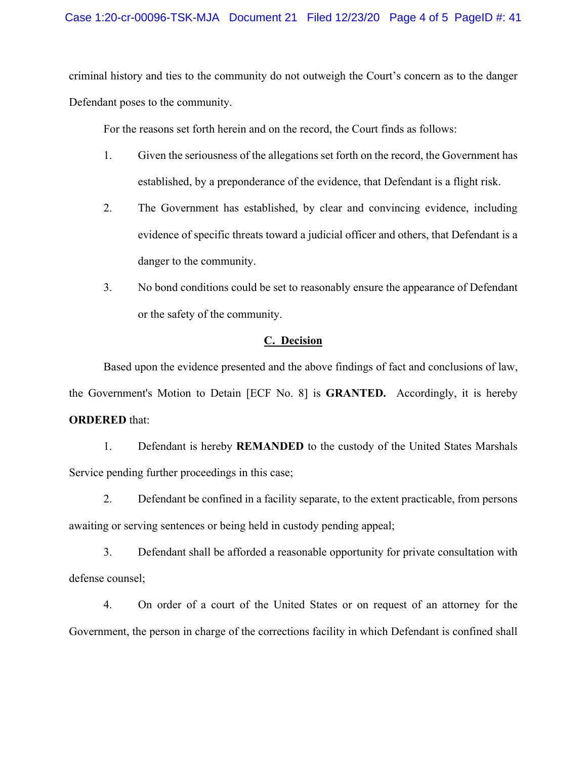criminal history and ties to the community do not outweigh the Court's concern as to the danger Defendant poses to the community.

For the reasons set forth herein and on the record, the Court finds as follows:

1. Given the seriousness of the allegations set forth on the record, the Government has established, by a preponderance of the evidence, that Defendant is a flight risk.
2. The Government has established, by clear and convincing evidence, including evidence of specific threats toward a judicial officer and others, that Defendant is a danger to the community.
3. No bond conditions could be set to reasonably ensure the appearance of Defendant or the safety of the community.

## C. Decision

Based upon the evidence presented and the above findings of fact and conclusions of law, the Government's Motion to Detain [ECF No. 8] is **GRANTED.** Accordingly, it is hereby **ORDERED** that:

1. Defendant is hereby **REMANDED** to the custody of the United States Marshals Service pending further proceedings in this case;

2. Defendant be confined in a facility separate, to the extent practicable, from persons awaiting or serving sentences or being held in custody pending appeal;

3. Defendant shall be afforded a reasonable opportunity for private consultation with defense counsel;

4. On order of a court of the United States or on request of an attorney for the Government, the person in charge of the corrections facility in which Defendant is confined shall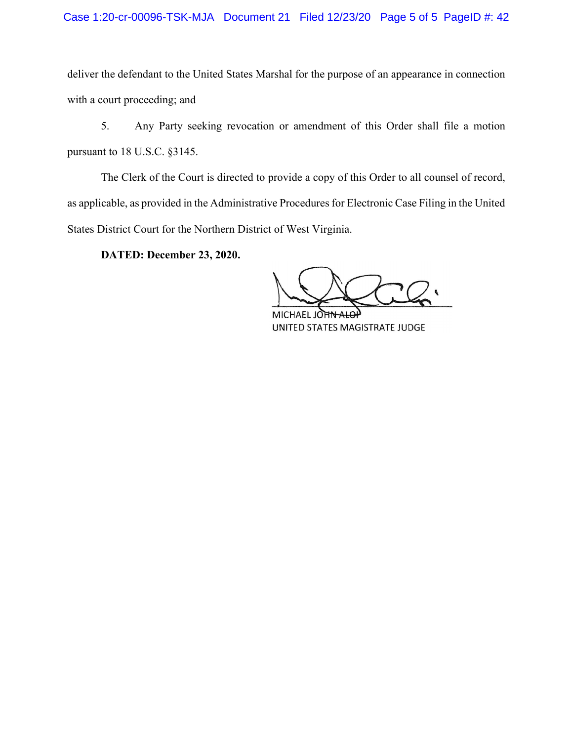deliver the defendant to the United States Marshal for the purpose of an appearance in connection with a court proceeding; and

5. Any Party seeking revocation or amendment of this Order shall file a motion pursuant to 18 U.S.C. §3145.

The Clerk of the Court is directed to provide a copy of this Order to all counsel of record, as applicable, as provided in the Administrative Procedures for Electronic Case Filing in the United States District Court for the Northern District of West Virginia.

**DATED: December 23, 2020.**

MICHAEL JOHN ALOI
UNITED STATES MAGISTRATE JUDGE